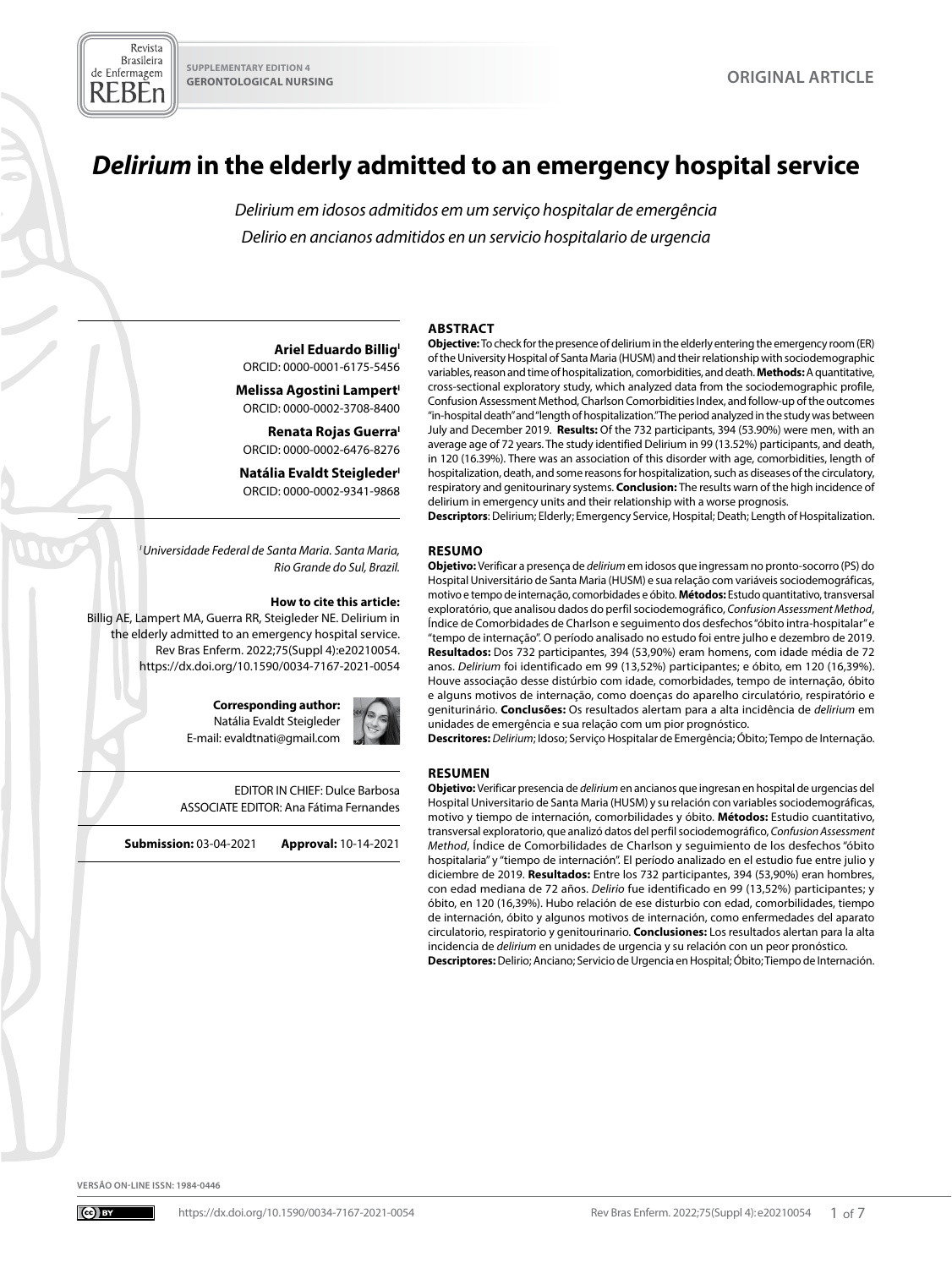SUPPLEMENTARY EDITION 4
GERONTOLOGICAL NURSING

ORIGINAL ARTICLE

# *Delirium* in the elderly admitted to an emergency hospital service

*Delirium em idosos admitidos em um serviço hospitalar de emergência*
*Delirio en ancianos admitidos en un servicio hospitalario de urgencia*

**Ariel Eduardo Billig**[I]
ORCID: 0000-0001-6175-5456

**Melissa Agostini Lampert**[I]
ORCID: 0000-0002-3708-8400

**Renata Rojas Guerra**[I]
ORCID: 0000-0002-6476-8276

**Natália Evaldt Steigleder**[I]
ORCID: 0000-0002-9341-9868

[I] *Universidade Federal de Santa Maria. Santa Maria, Rio Grande do Sul, Brazil.*

**How to cite this article:**
Billig AE, Lampert MA, Guerra RR, Steigleder NE. Delirium in the elderly admitted to an emergency hospital service. Rev Bras Enferm. 2022;75(Suppl 4):e20210054. https://dx.doi.org/10.1590/0034-7167-2021-0054

**Corresponding author:**
Natália Evaldt Steigleder
E-mail: evaldtnati@gmail.com

EDITOR IN CHIEF: Dulce Barbosa
ASSOCIATE EDITOR: Ana Fátima Fernandes

**Submission:** 03-04-2021 **Approval:** 10-14-2021

## ABSTRACT

**Objective:** To check for the presence of delirium in the elderly entering the emergency room (ER) of the University Hospital of Santa Maria (HUSM) and their relationship with sociodemographic variables, reason and time of hospitalization, comorbidities, and death. **Methods:** A quantitative, cross-sectional exploratory study, which analyzed data from the sociodemographic profile, Confusion Assessment Method, Charlson Comorbidities Index, and follow-up of the outcomes "in-hospital death" and "length of hospitalization." The period analyzed in the study was between July and December 2019. **Results:** Of the 732 participants, 394 (53.90%) were men, with an average age of 72 years. The study identified Delirium in 99 (13.52%) participants, and death, in 120 (16.39%). There was an association of this disorder with age, comorbidities, length of hospitalization, death, and some reasons for hospitalization, such as diseases of the circulatory, respiratory and genitourinary systems. **Conclusion:** The results warn of the high incidence of delirium in emergency units and their relationship with a worse prognosis.
**Descriptors**: Delirium; Elderly; Emergency Service, Hospital; Death; Length of Hospitalization.

## RESUMO

**Objetivo:** Verificar a presença de *delirium* em idosos que ingressam no pronto-socorro (PS) do Hospital Universitário de Santa Maria (HUSM) e sua relação com variáveis sociodemográficas, motivo e tempo de internação, comorbidades e óbito. **Métodos:** Estudo quantitativo, transversal exploratório, que analisou dados do perfil sociodemográfico, *Confusion Assessment Method*, Índice de Comorbidades de Charlson e seguimento dos desfechos "óbito intra-hospitalar" e "tempo de internação". O período analisado no estudo foi entre julho e dezembro de 2019. **Resultados:** Dos 732 participantes, 394 (53,90%) eram homens, com idade média de 72 anos. *Delirium* foi identificado em 99 (13,52%) participantes; e óbito, em 120 (16,39%). Houve associação desse distúrbio com idade, comorbidades, tempo de internação, óbito e alguns motivos de internação, como doenças do aparelho circulatório, respiratório e geniturinário. **Conclusões:** Os resultados alertam para a alta incidência de *delirium* em unidades de emergência e sua relação com um pior prognóstico.
**Descritores:** *Delirium*; Idoso; Serviço Hospitalar de Emergência; Óbito; Tempo de Internação.

## RESUMEN

**Objetivo:** Verificar presencia de *delirium* en ancianos que ingresan en hospital de urgencias del Hospital Universitario de Santa Maria (HUSM) y su relación con variables sociodemográficas, motivo y tiempo de internación, comorbilidades y óbito. **Métodos:** Estudio cuantitativo, transversal exploratorio, que analizó datos del perfil sociodemográfico, *Confusion Assessment Method*, Índice de Comorbilidades de Charlson y seguimiento de los desfechos "óbito hospitalaria" y "tiempo de internación". El período analizado en el estudio fue entre julio y diciembre de 2019. **Resultados:** Entre los 732 participantes, 394 (53,90%) eran hombres, con edad mediana de 72 años. *Delirio* fue identificado en 99 (13,52%) participantes; y óbito, en 120 (16,39%). Hubo relación de ese disturbio con edad, comorbilidades, tiempo de internación, óbito y algunos motivos de internación, como enfermedades del aparato circulatorio, respiratorio y genitourinario. **Conclusiones:** Los resultados alertan para la alta incidencia de *delirium* en unidades de urgencia y su relación con un peor pronóstico.
**Descriptores:** Delirio; Anciano; Servicio de Urgencia en Hospital; Óbito; Tiempo de Internación.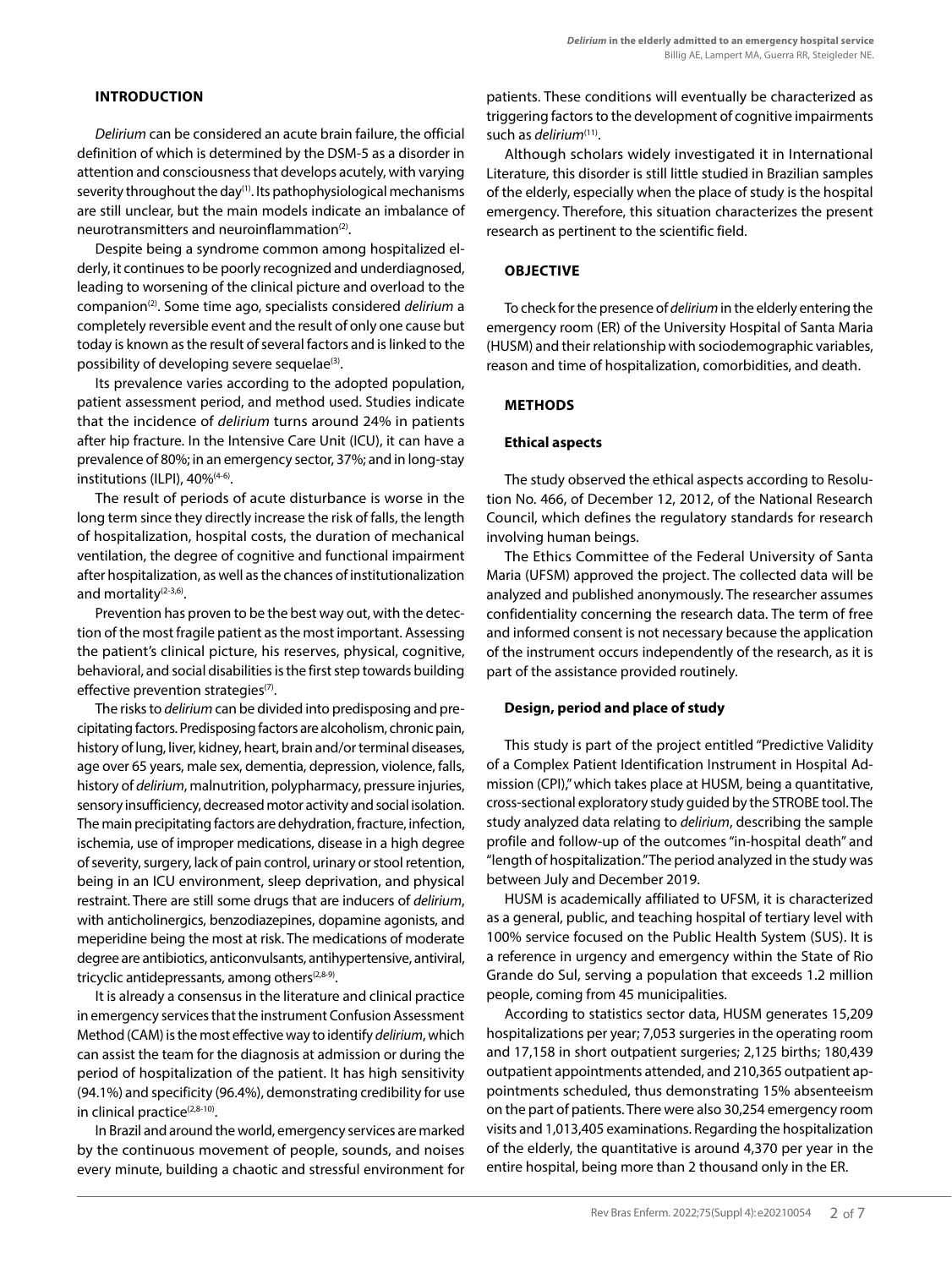## INTRODUCTION

*Delirium* can be considered an acute brain failure, the official definition of which is determined by the DSM-5 as a disorder in attention and consciousness that develops acutely, with varying severity throughout the day[1]. Its pathophysiological mechanisms are still unclear, but the main models indicate an imbalance of neurotransmitters and neuroinflammation[2].

Despite being a syndrome common among hospitalized elderly, it continues to be poorly recognized and underdiagnosed, leading to worsening of the clinical picture and overload to the companion[2]. Some time ago, specialists considered *delirium* a completely reversible event and the result of only one cause but today is known as the result of several factors and is linked to the possibility of developing severe sequelae[3].

Its prevalence varies according to the adopted population, patient assessment period, and method used. Studies indicate that the incidence of *delirium* turns around 24% in patients after hip fracture. In the Intensive Care Unit (ICU), it can have a prevalence of 80%; in an emergency sector, 37%; and in long-stay institutions (ILPI), 40%[4-6].

The result of periods of acute disturbance is worse in the long term since they directly increase the risk of falls, the length of hospitalization, hospital costs, the duration of mechanical ventilation, the degree of cognitive and functional impairment after hospitalization, as well as the chances of institutionalization and mortality[2-3,6].

Prevention has proven to be the best way out, with the detection of the most fragile patient as the most important. Assessing the patient's clinical picture, his reserves, physical, cognitive, behavioral, and social disabilities is the first step towards building effective prevention strategies[7].

The risks to *delirium* can be divided into predisposing and precipitating factors. Predisposing factors are alcoholism, chronic pain, history of lung, liver, kidney, heart, brain and/or terminal diseases, age over 65 years, male sex, dementia, depression, violence, falls, history of *delirium*, malnutrition, polypharmacy, pressure injuries, sensory insufficiency, decreased motor activity and social isolation. The main precipitating factors are dehydration, fracture, infection, ischemia, use of improper medications, disease in a high degree of severity, surgery, lack of pain control, urinary or stool retention, being in an ICU environment, sleep deprivation, and physical restraint. There are still some drugs that are inducers of *delirium*, with anticholinergics, benzodiazepines, dopamine agonists, and meperidine being the most at risk. The medications of moderate degree are antibiotics, anticonvulsants, antihypertensive, antiviral, tricyclic antidepressants, among others[2,8-9].

It is already a consensus in the literature and clinical practice in emergency services that the instrument Confusion Assessment Method (CAM) is the most effective way to identify *delirium*, which can assist the team for the diagnosis at admission or during the period of hospitalization of the patient. It has high sensitivity (94.1%) and specificity (96.4%), demonstrating credibility for use in clinical practice[2,8-10].

In Brazil and around the world, emergency services are marked by the continuous movement of people, sounds, and noises every minute, building a chaotic and stressful environment for patients. These conditions will eventually be characterized as triggering factors to the development of cognitive impairments such as *delirium*[11].

Although scholars widely investigated it in International Literature, this disorder is still little studied in Brazilian samples of the elderly, especially when the place of study is the hospital emergency. Therefore, this situation characterizes the present research as pertinent to the scientific field.

## OBJECTIVE

To check for the presence of *delirium* in the elderly entering the emergency room (ER) of the University Hospital of Santa Maria (HUSM) and their relationship with sociodemographic variables, reason and time of hospitalization, comorbidities, and death.

## METHODS

### Ethical aspects

The study observed the ethical aspects according to Resolution No. 466, of December 12, 2012, of the National Research Council, which defines the regulatory standards for research involving human beings.

The Ethics Committee of the Federal University of Santa Maria (UFSM) approved the project. The collected data will be analyzed and published anonymously. The researcher assumes confidentiality concerning the research data. The term of free and informed consent is not necessary because the application of the instrument occurs independently of the research, as it is part of the assistance provided routinely.

### Design, period and place of study

This study is part of the project entitled "Predictive Validity of a Complex Patient Identification Instrument in Hospital Admission (CPI)," which takes place at HUSM, being a quantitative, cross-sectional exploratory study guided by the STROBE tool. The study analyzed data relating to *delirium*, describing the sample profile and follow-up of the outcomes "in-hospital death" and "length of hospitalization." The period analyzed in the study was between July and December 2019.

HUSM is academically affiliated to UFSM, it is characterized as a general, public, and teaching hospital of tertiary level with 100% service focused on the Public Health System (SUS). It is a reference in urgency and emergency within the State of Rio Grande do Sul, serving a population that exceeds 1.2 million people, coming from 45 municipalities.

According to statistics sector data, HUSM generates 15,209 hospitalizations per year; 7,053 surgeries in the operating room and 17,158 in short outpatient surgeries; 2,125 births; 180,439 outpatient appointments attended, and 210,365 outpatient appointments scheduled, thus demonstrating 15% absenteeism on the part of patients. There were also 30,254 emergency room visits and 1,013,405 examinations. Regarding the hospitalization of the elderly, the quantitative is around 4,370 per year in the entire hospital, being more than 2 thousand only in the ER.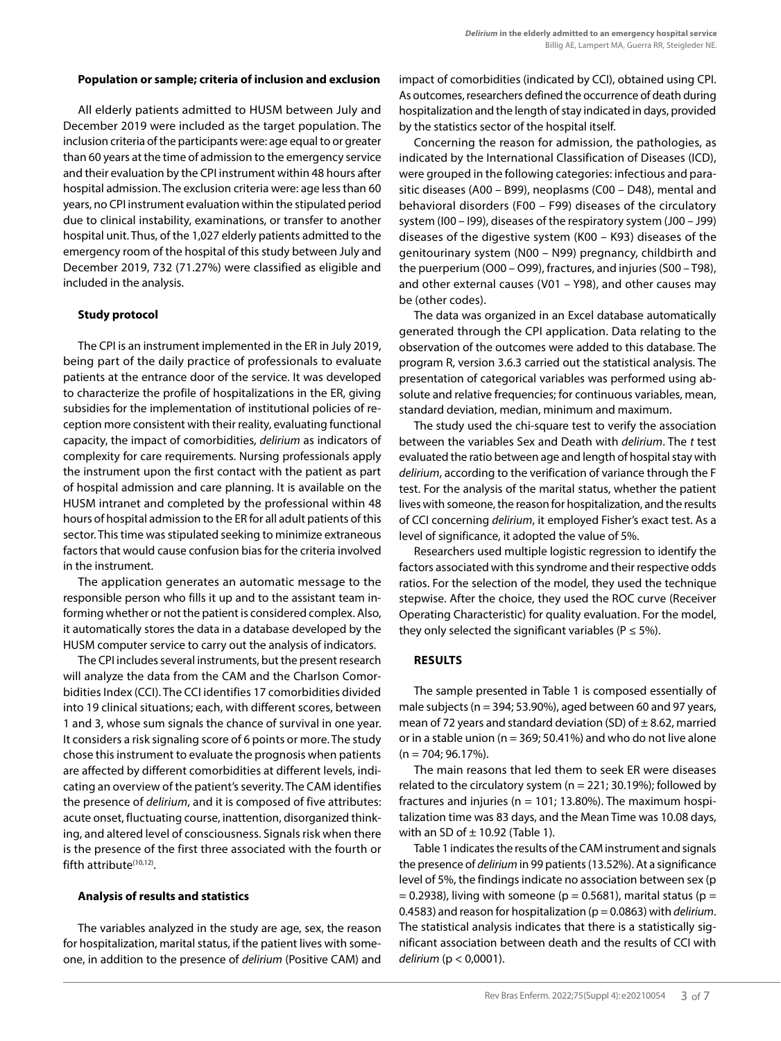### Population or sample; criteria of inclusion and exclusion

All elderly patients admitted to HUSM between July and December 2019 were included as the target population. The inclusion criteria of the participants were: age equal to or greater than 60 years at the time of admission to the emergency service and their evaluation by the CPI instrument within 48 hours after hospital admission. The exclusion criteria were: age less than 60 years, no CPI instrument evaluation within the stipulated period due to clinical instability, examinations, or transfer to another hospital unit. Thus, of the 1,027 elderly patients admitted to the emergency room of the hospital of this study between July and December 2019, 732 (71.27%) were classified as eligible and included in the analysis.

### Study protocol

The CPI is an instrument implemented in the ER in July 2019, being part of the daily practice of professionals to evaluate patients at the entrance door of the service. It was developed to characterize the profile of hospitalizations in the ER, giving subsidies for the implementation of institutional policies of reception more consistent with their reality, evaluating functional capacity, the impact of comorbidities, *delirium* as indicators of complexity for care requirements. Nursing professionals apply the instrument upon the first contact with the patient as part of hospital admission and care planning. It is available on the HUSM intranet and completed by the professional within 48 hours of hospital admission to the ER for all adult patients of this sector. This time was stipulated seeking to minimize extraneous factors that would cause confusion bias for the criteria involved in the instrument.

The application generates an automatic message to the responsible person who fills it up and to the assistant team informing whether or not the patient is considered complex. Also, it automatically stores the data in a database developed by the HUSM computer service to carry out the analysis of indicators.

The CPI includes several instruments, but the present research will analyze the data from the CAM and the Charlson Comorbidities Index (CCI). The CCI identifies 17 comorbidities divided into 19 clinical situations; each, with different scores, between 1 and 3, whose sum signals the chance of survival in one year. It considers a risk signaling score of 6 points or more. The study chose this instrument to evaluate the prognosis when patients are affected by different comorbidities at different levels, indicating an overview of the patient's severity. The CAM identifies the presence of *delirium*, and it is composed of five attributes: acute onset, fluctuating course, inattention, disorganized thinking, and altered level of consciousness. Signals risk when there is the presence of the first three associated with the fourth or fifth attribute[10,12].

### Analysis of results and statistics

The variables analyzed in the study are age, sex, the reason for hospitalization, marital status, if the patient lives with someone, in addition to the presence of *delirium* (Positive CAM) and impact of comorbidities (indicated by CCI), obtained using CPI. As outcomes, researchers defined the occurrence of death during hospitalization and the length of stay indicated in days, provided by the statistics sector of the hospital itself.

Concerning the reason for admission, the pathologies, as indicated by the International Classification of Diseases (ICD), were grouped in the following categories: infectious and parasitic diseases (A00 – B99), neoplasms (C00 – D48), mental and behavioral disorders (F00 – F99) diseases of the circulatory system (I00 – I99), diseases of the respiratory system (J00 – J99) diseases of the digestive system (K00 – K93) diseases of the genitourinary system (N00 – N99) pregnancy, childbirth and the puerperium (O00 – O99), fractures, and injuries (S00 – T98), and other external causes (V01 – Y98), and other causes may be (other codes).

The data was organized in an Excel database automatically generated through the CPI application. Data relating to the observation of the outcomes were added to this database. The program R, version 3.6.3 carried out the statistical analysis. The presentation of categorical variables was performed using absolute and relative frequencies; for continuous variables, mean, standard deviation, median, minimum and maximum.

The study used the chi-square test to verify the association between the variables Sex and Death with *delirium*. The *t* test evaluated the ratio between age and length of hospital stay with *delirium*, according to the verification of variance through the F test. For the analysis of the marital status, whether the patient lives with someone, the reason for hospitalization, and the results of CCI concerning *delirium*, it employed Fisher's exact test. As a level of significance, it adopted the value of 5%.

Researchers used multiple logistic regression to identify the factors associated with this syndrome and their respective odds ratios. For the selection of the model, they used the technique stepwise. After the choice, they used the ROC curve (Receiver Operating Characteristic) for quality evaluation. For the model, they only selected the significant variables ($P \leq 5\%$).

## RESULTS

The sample presented in Table 1 is composed essentially of male subjects (n = 394; 53.90%), aged between 60 and 97 years, mean of 72 years and standard deviation (SD) of ± 8.62, married or in a stable union (n = 369; 50.41%) and who do not live alone (n = 704; 96.17%).

The main reasons that led them to seek ER were diseases related to the circulatory system (n = 221; 30.19%); followed by fractures and injuries (n = 101; 13.80%). The maximum hospitalization time was 83 days, and the Mean Time was 10.08 days, with an SD of ± 10.92 (Table 1).

Table 1 indicates the results of the CAM instrument and signals the presence of *delirium* in 99 patients (13.52%). At a significance level of 5%, the findings indicate no association between sex ($p = 0.2938$), living with someone ($p = 0.5681$), marital status ($p = 0.4583$) and reason for hospitalization ($p = 0.0863$) with *delirium*. The statistical analysis indicates that there is a statistically significant association between death and the results of CCI with *delirium* ($p < 0,0001$).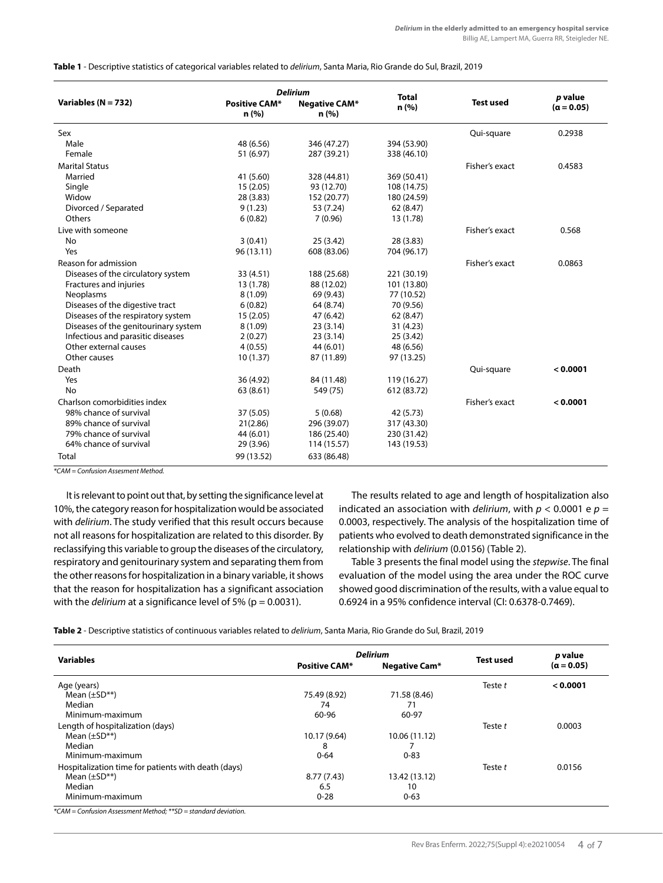**Table 1** - Descriptive statistics of categorical variables related to *delirium*, Santa Maria, Rio Grande do Sul, Brazil, 2019

| Variables (N = 732) | *Delirium* | | Total n (%) | Test used | *p* value ($\alpha = 0.05$) |
|---|---|---|---|---|---|
| | Positive CAM* n (%) | Negative CAM* n (%) | | | |
| Sex | | | | Qui-square | 0.2938 |
| Male | 48 (6.56) | 346 (47.27) | 394 (53.90) | | |
| Female | 51 (6.97) | 287 (39.21) | 338 (46.10) | | |
| Marital Status | | | | Fisher's exact | 0.4583 |
| Married | 41 (5.60) | 328 (44.81) | 369 (50.41) | | |
| Single | 15 (2.05) | 93 (12.70) | 108 (14.75) | | |
| Widow | 28 (3.83) | 152 (20.77) | 180 (24.59) | | |
| Divorced / Separated | 9 (1.23) | 53 (7.24) | 62 (8.47) | | |
| Others | 6 (0.82) | 7 (0.96) | 13 (1.78) | | |
| Live with someone | | | | Fisher's exact | 0.568 |
| No | 3 (0.41) | 25 (3.42) | 28 (3.83) | | |
| Yes | 96 (13.11) | 608 (83.06) | 704 (96.17) | | |
| Reason for admission | | | | Fisher's exact | 0.0863 |
| Diseases of the circulatory system | 33 (4.51) | 188 (25.68) | 221 (30.19) | | |
| Fractures and injuries | 13 (1.78) | 88 (12.02) | 101 (13.80) | | |
| Neoplasms | 8 (1.09) | 69 (9.43) | 77 (10.52) | | |
| Diseases of the digestive tract | 6 (0.82) | 64 (8.74) | 70 (9.56) | | |
| Diseases of the respiratory system | 15 (2.05) | 47 (6.42) | 62 (8.47) | | |
| Diseases of the genitourinary system | 8 (1.09) | 23 (3.14) | 31 (4.23) | | |
| Infectious and parasitic diseases | 2 (0.27) | 23 (3.14) | 25 (3.42) | | |
| Other external causes | 4 (0.55) | 44 (6.01) | 48 (6.56) | | |
| Other causes | 10 (1.37) | 87 (11.89) | 97 (13.25) | | |
| Death | | | | Qui-square | **< 0.0001** |
| Yes | 36 (4.92) | 84 (11.48) | 119 (16.27) | | |
| No | 63 (8.61) | 549 (75) | 612 (83.72) | | |
| Charlson comorbidities index | | | | Fisher's exact | **< 0.0001** |
| 98% chance of survival | 37 (5.05) | 5 (0.68) | 42 (5.73) | | |
| 89% chance of survival | 21(2.86) | 296 (39.07) | 317 (43.30) | | |
| 79% chance of survival | 44 (6.01) | 186 (25.40) | 230 (31.42) | | |
| 64% chance of survival | 29 (3.96) | 114 (15.57) | 143 (19.53) | | |
| Total | 99 (13.52) | 633 (86.48) | | | |

*\*CAM = Confusion Assesment Method.*

It is relevant to point out that, by setting the significance level at 10%, the category reason for hospitalization would be associated with *delirium*. The study verified that this result occurs because not all reasons for hospitalization are related to this disorder. By reclassifying this variable to group the diseases of the circulatory, respiratory and genitourinary system and separating them from the other reasons for hospitalization in a binary variable, it shows that the reason for hospitalization has a significant association with the *delirium* at a significance level of 5% (p = 0.0031).

The results related to age and length of hospitalization also indicated an association with *delirium*, with $p < 0.0001$ e $p = 0.0003$, respectively. The analysis of the hospitalization time of patients who evolved to death demonstrated significance in the relationship with *delirium* (0.0156) (Table 2).

Table 3 presents the final model using the *stepwise*. The final evaluation of the model using the area under the ROC curve showed good discrimination of the results, with a value equal to 0.6924 in a 95% confidence interval (CI: 0.6378-0.7469).

**Table 2** - Descriptive statistics of continuous variables related to *delirium*, Santa Maria, Rio Grande do Sul, Brazil, 2019

| Variables | *Delirium* | | Test used | *p* value ($\alpha = 0.05$) |
|---|---|---|---|---|
| | Positive CAM* | Negative Cam* | | |
| Age (years) | | | Teste *t* | **< 0.0001** |
| Mean (±SD**) | 75.49 (8.92) | 71.58 (8.46) | | |
| Median | 74 | 71 | | |
| Minimum-maximum | 60-96 | 60-97 | | |
| Length of hospitalization (days) | | | Teste *t* | 0.0003 |
| Mean (±SD**) | 10.17 (9.64) | 10.06 (11.12) | | |
| Median | 8 | 7 | | |
| Minimum-maximum | 0-64 | 0-83 | | |
| Hospitalization time for patients with death (days) | | | Teste *t* | 0.0156 |
| Mean (±SD**) | 8.77 (7.43) | 13.42 (13.12) | | |
| Median | 6.5 | 10 | | |
| Minimum-maximum | 0-28 | 0-63 | | |

*\*CAM = Confusion Assessment Method; \*\*SD = standard deviation.*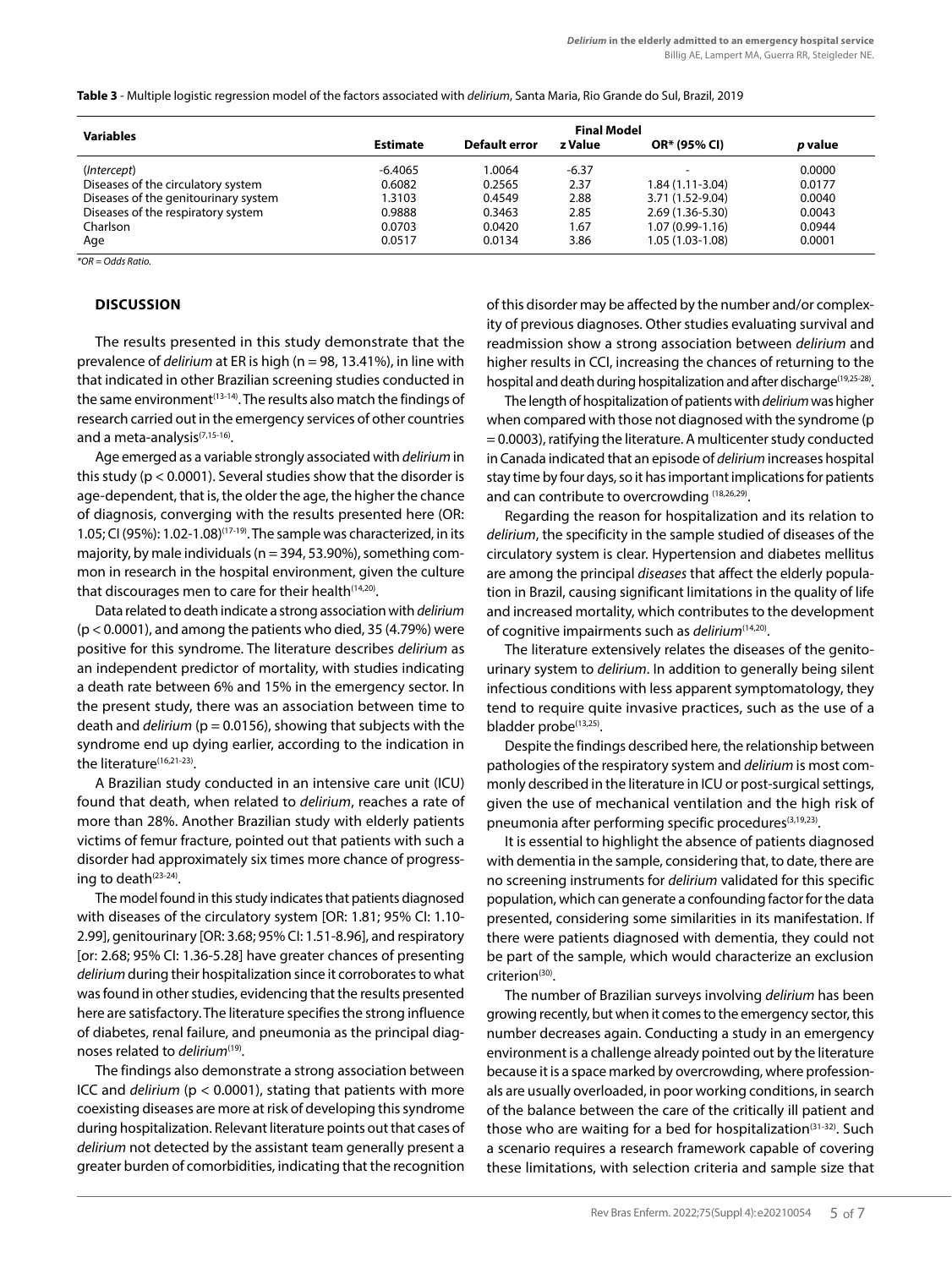**Table 3** - Multiple logistic regression model of the factors associated with *delirium*, Santa Maria, Rio Grande do Sul, Brazil, 2019

| Variables | Final Model | | | | |
|---|---|---|---|---|---|
| | Estimate | Default error | z Value | OR* (95% CI) | *p* value |
| (*Intercept*) | -6.4065 | 1.0064 | -6.37 | - | 0.0000 |
| Diseases of the circulatory system | 0.6082 | 0.2565 | 2.37 | 1.84 (1.11-3.04) | 0.0177 |
| Diseases of the genitourinary system | 1.3103 | 0.4549 | 2.88 | 3.71 (1.52-9.04) | 0.0040 |
| Diseases of the respiratory system | 0.9888 | 0.3463 | 2.85 | 2.69 (1.36-5.30) | 0.0043 |
| Charlson | 0.0703 | 0.0420 | 1.67 | 1.07 (0.99-1.16) | 0.0944 |
| Age | 0.0517 | 0.0134 | 3.86 | 1.05 (1.03-1.08) | 0.0001 |

*\*OR = Odds Ratio.*

## DISCUSSION

The results presented in this study demonstrate that the prevalence of *delirium* at ER is high (n = 98, 13.41%), in line with that indicated in other Brazilian screening studies conducted in the same environment[13-14]. The results also match the findings of research carried out in the emergency services of other countries and a meta-analysis[7,15-16].

Age emerged as a variable strongly associated with *delirium* in this study ($p < 0.0001$). Several studies show that the disorder is age-dependent, that is, the older the age, the higher the chance of diagnosis, converging with the results presented here (OR: 1.05; CI (95%): 1.02-1.08)[17-19]. The sample was characterized, in its majority, by male individuals (n = 394, 53.90%), something common in research in the hospital environment, given the culture that discourages men to care for their health[14,20].

Data related to death indicate a strong association with *delirium* ($p < 0.0001$), and among the patients who died, 35 (4.79%) were positive for this syndrome. The literature describes *delirium* as an independent predictor of mortality, with studies indicating a death rate between 6% and 15% in the emergency sector. In the present study, there was an association between time to death and *delirium* ($p = 0.0156$), showing that subjects with the syndrome end up dying earlier, according to the indication in the literature[16,21-23].

A Brazilian study conducted in an intensive care unit (ICU) found that death, when related to *delirium*, reaches a rate of more than 28%. Another Brazilian study with elderly patients victims of femur fracture, pointed out that patients with such a disorder had approximately six times more chance of progressing to death[23-24].

The model found in this study indicates that patients diagnosed with diseases of the circulatory system [OR: 1.81; 95% CI: 1.10-2.99], genitourinary [OR: 3.68; 95% CI: 1.51-8.96], and respiratory [or: 2.68; 95% CI: 1.36-5.28] have greater chances of presenting *delirium* during their hospitalization since it corroborates to what was found in other studies, evidencing that the results presented here are satisfactory. The literature specifies the strong influence of diabetes, renal failure, and pneumonia as the principal diagnoses related to *delirium*[19].

The findings also demonstrate a strong association between ICC and *delirium* ($p < 0.0001$), stating that patients with more coexisting diseases are more at risk of developing this syndrome during hospitalization. Relevant literature points out that cases of *delirium* not detected by the assistant team generally present a greater burden of comorbidities, indicating that the recognition of this disorder may be affected by the number and/or complexity of previous diagnoses. Other studies evaluating survival and readmission show a strong association between *delirium* and higher results in CCI, increasing the chances of returning to the hospital and death during hospitalization and after discharge[19,25-28].

The length of hospitalization of patients with *delirium* was higher when compared with those not diagnosed with the syndrome ($p = 0.0003$), ratifying the literature. A multicenter study conducted in Canada indicated that an episode of *delirium* increases hospital stay time by four days, so it has important implications for patients and can contribute to overcrowding [18,26,29].

Regarding the reason for hospitalization and its relation to *delirium*, the specificity in the sample studied of diseases of the circulatory system is clear. Hypertension and diabetes mellitus are among the principal *diseases* that affect the elderly population in Brazil, causing significant limitations in the quality of life and increased mortality, which contributes to the development of cognitive impairments such as *delirium*[14,20].

The literature extensively relates the diseases of the genitourinary system to *delirium*. In addition to generally being silent infectious conditions with less apparent symptomatology, they tend to require quite invasive practices, such as the use of a bladder probe[13,25].

Despite the findings described here, the relationship between pathologies of the respiratory system and *delirium* is most commonly described in the literature in ICU or post-surgical settings, given the use of mechanical ventilation and the high risk of pneumonia after performing specific procedures[3,19,23].

It is essential to highlight the absence of patients diagnosed with dementia in the sample, considering that, to date, there are no screening instruments for *delirium* validated for this specific population, which can generate a confounding factor for the data presented, considering some similarities in its manifestation. If there were patients diagnosed with dementia, they could not be part of the sample, which would characterize an exclusion criterion[30].

The number of Brazilian surveys involving *delirium* has been growing recently, but when it comes to the emergency sector, this number decreases again. Conducting a study in an emergency environment is a challenge already pointed out by the literature because it is a space marked by overcrowding, where professionals are usually overloaded, in poor working conditions, in search of the balance between the care of the critically ill patient and those who are waiting for a bed for hospitalization[31-32]. Such a scenario requires a research framework capable of covering these limitations, with selection criteria and sample size that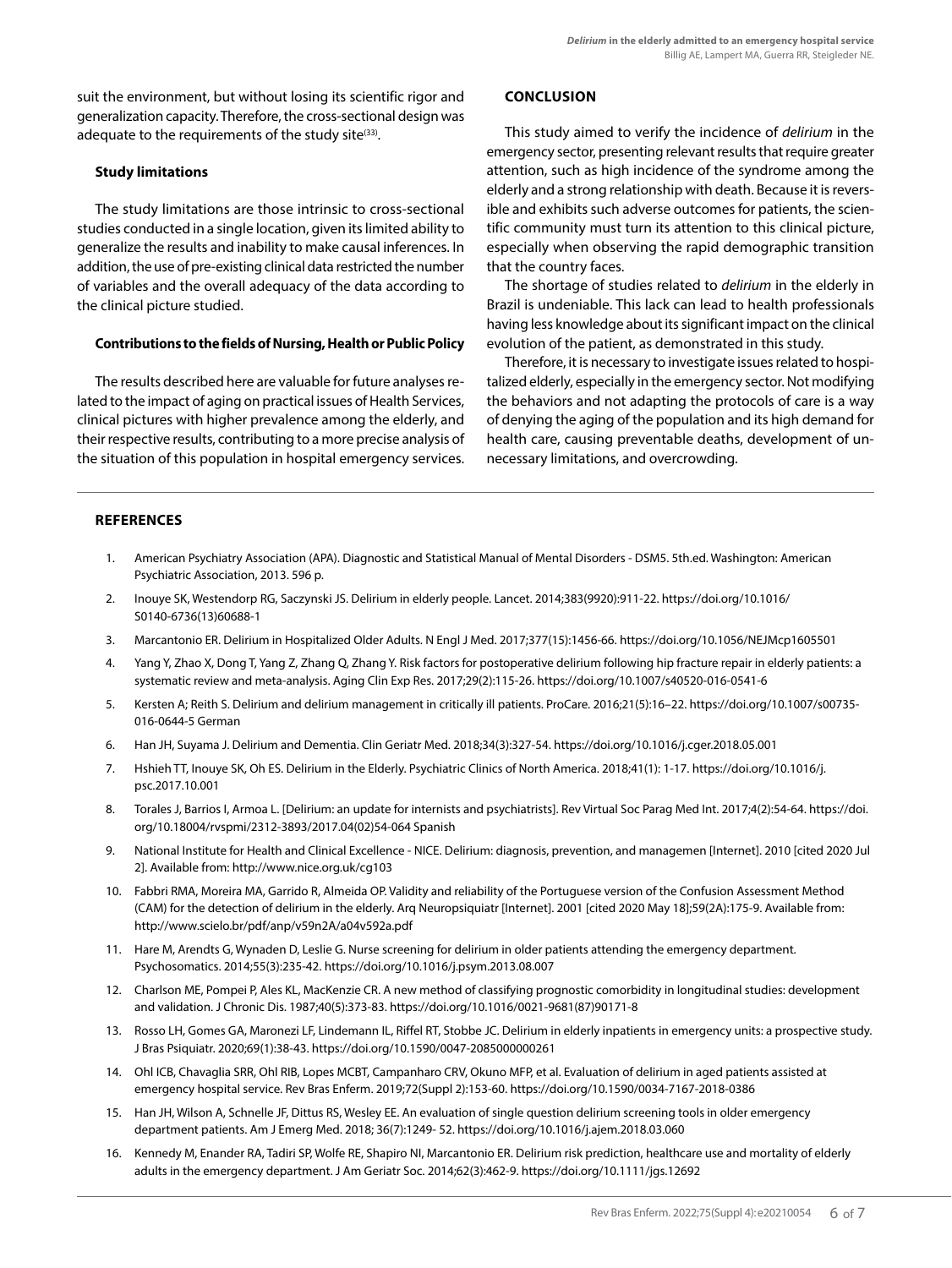suit the environment, but without losing its scientific rigor and generalization capacity. Therefore, the cross-sectional design was adequate to the requirements of the study site[33].

### Study limitations

The study limitations are those intrinsic to cross-sectional studies conducted in a single location, given its limited ability to generalize the results and inability to make causal inferences. In addition, the use of pre-existing clinical data restricted the number of variables and the overall adequacy of the data according to the clinical picture studied.

### Contributions to the fields of Nursing, Health or Public Policy

The results described here are valuable for future analyses related to the impact of aging on practical issues of Health Services, clinical pictures with higher prevalence among the elderly, and their respective results, contributing to a more precise analysis of the situation of this population in hospital emergency services.

## CONCLUSION

This study aimed to verify the incidence of *delirium* in the emergency sector, presenting relevant results that require greater attention, such as high incidence of the syndrome among the elderly and a strong relationship with death. Because it is reversible and exhibits such adverse outcomes for patients, the scientific community must turn its attention to this clinical picture, especially when observing the rapid demographic transition that the country faces.

The shortage of studies related to *delirium* in the elderly in Brazil is undeniable. This lack can lead to health professionals having less knowledge about its significant impact on the clinical evolution of the patient, as demonstrated in this study.

Therefore, it is necessary to investigate issues related to hospitalized elderly, especially in the emergency sector. Not modifying the behaviors and not adapting the protocols of care is a way of denying the aging of the population and its high demand for health care, causing preventable deaths, development of unnecessary limitations, and overcrowding.

## REFERENCES

1. American Psychiatry Association (APA). Diagnostic and Statistical Manual of Mental Disorders - DSM5. 5th.ed. Washington: American Psychiatric Association, 2013. 596 p.
2. Inouye SK, Westendorp RG, Saczynski JS. Delirium in elderly people. Lancet. 2014;383(9920):911-22. https://doi.org/10.1016/S0140-6736(13)60688-1
3. Marcantonio ER. Delirium in Hospitalized Older Adults. N Engl J Med. 2017;377(15):1456-66. https://doi.org/10.1056/NEJMcp1605501
4. Yang Y, Zhao X, Dong T, Yang Z, Zhang Q, Zhang Y. Risk factors for postoperative delirium following hip fracture repair in elderly patients: a systematic review and meta-analysis. Aging Clin Exp Res. 2017;29(2):115-26. https://doi.org/10.1007/s40520-016-0541-6
5. Kersten A; Reith S. Delirium and delirium management in critically ill patients. ProCare. 2016;21(5):16–22. https://doi.org/10.1007/s00735-016-0644-5 German
6. Han JH, Suyama J. Delirium and Dementia. Clin Geriatr Med. 2018;34(3):327-54. https://doi.org/10.1016/j.cger.2018.05.001
7. Hshieh TT, Inouye SK, Oh ES. Delirium in the Elderly. Psychiatric Clinics of North America. 2018;41(1): 1-17. https://doi.org/10.1016/j.psc.2017.10.001
8. Torales J, Barrios I, Armoa L. [Delirium: an update for internists and psychiatrists]. Rev Virtual Soc Parag Med Int. 2017;4(2):54-64. https://doi.org/10.18004/rvspmi/2312-3893/2017.04(02)54-064 Spanish
9. National Institute for Health and Clinical Excellence - NICE. Delirium: diagnosis, prevention, and managemen [Internet]. 2010 [cited 2020 Jul 2]. Available from: http://www.nice.org.uk/cg103
10. Fabbri RMA, Moreira MA, Garrido R, Almeida OP. Validity and reliability of the Portuguese version of the Confusion Assessment Method (CAM) for the detection of delirium in the elderly. Arq Neuropsiquiatr [Internet]. 2001 [cited 2020 May 18];59(2A):175-9. Available from: http://www.scielo.br/pdf/anp/v59n2A/a04v592a.pdf
11. Hare M, Arendts G, Wynaden D, Leslie G. Nurse screening for delirium in older patients attending the emergency department. Psychosomatics. 2014;55(3):235-42. https://doi.org/10.1016/j.psym.2013.08.007
12. Charlson ME, Pompei P, Ales KL, MacKenzie CR. A new method of classifying prognostic comorbidity in longitudinal studies: development and validation. J Chronic Dis. 1987;40(5):373-83. https://doi.org/10.1016/0021-9681(87)90171-8
13. Rosso LH, Gomes GA, Maronezi LF, Lindemann IL, Riffel RT, Stobbe JC. Delirium in elderly inpatients in emergency units: a prospective study. J Bras Psiquiatr. 2020;69(1):38-43. https://doi.org/10.1590/0047-2085000000261
14. Ohl ICB, Chavaglia SRR, Ohl RIB, Lopes MCBT, Campanharo CRV, Okuno MFP, et al. Evaluation of delirium in aged patients assisted at emergency hospital service. Rev Bras Enferm. 2019;72(Suppl 2):153-60. https://doi.org/10.1590/0034-7167-2018-0386
15. Han JH, Wilson A, Schnelle JF, Dittus RS, Wesley EE. An evaluation of single question delirium screening tools in older emergency department patients. Am J Emerg Med. 2018; 36(7):1249- 52. https://doi.org/10.1016/j.ajem.2018.03.060
16. Kennedy M, Enander RA, Tadiri SP, Wolfe RE, Shapiro NI, Marcantonio ER. Delirium risk prediction, healthcare use and mortality of elderly adults in the emergency department. J Am Geriatr Soc. 2014;62(3):462-9. https://doi.org/10.1111/jgs.12692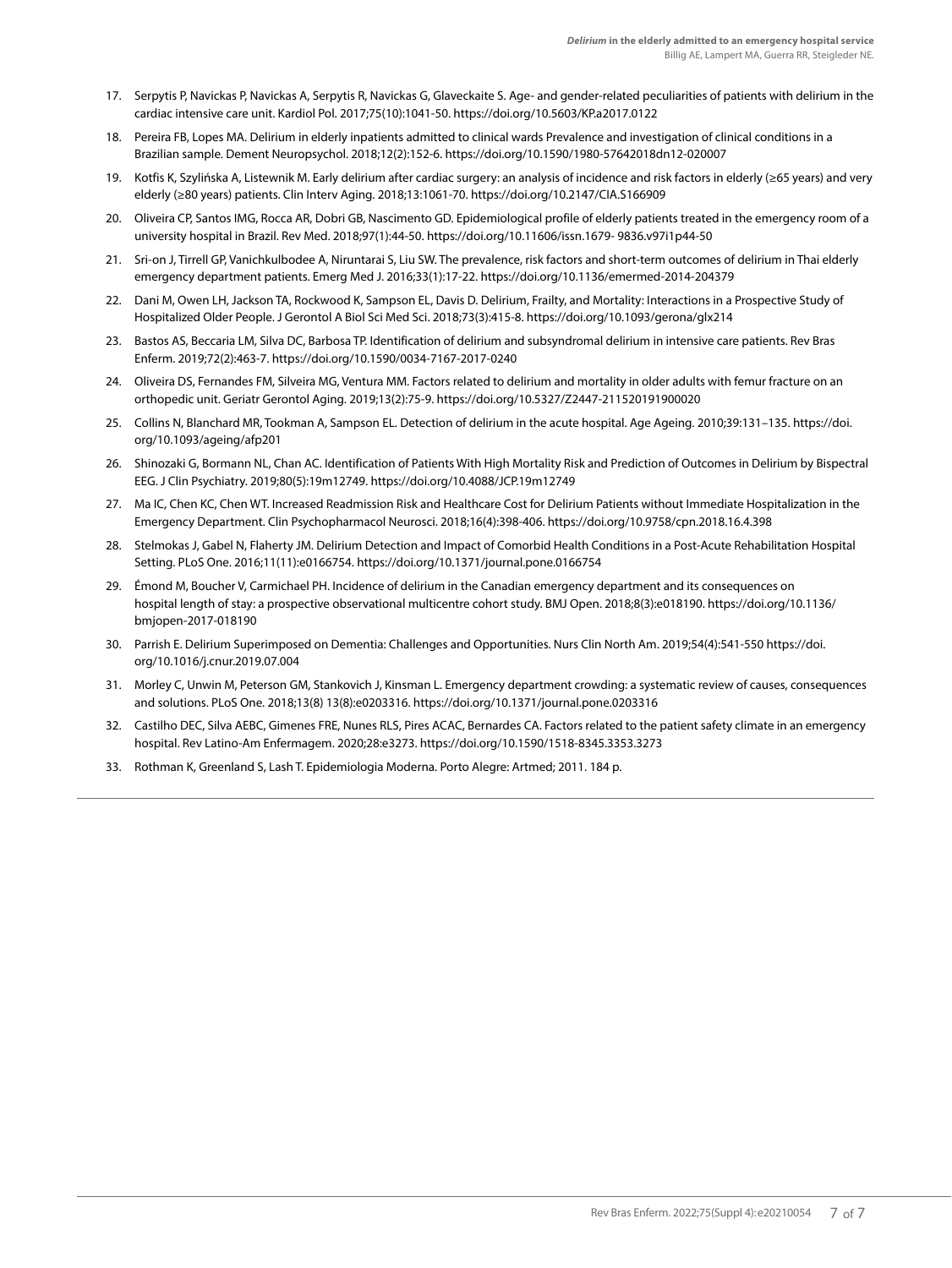17. Serpytis P, Navickas P, Navickas A, Serpytis R, Navickas G, Glaveckaite S. Age- and gender-related peculiarities of patients with delirium in the cardiac intensive care unit. Kardiol Pol. 2017;75(10):1041-50. https://doi.org/10.5603/KP.a2017.0122
18. Pereira FB, Lopes MA. Delirium in elderly inpatients admitted to clinical wards Prevalence and investigation of clinical conditions in a Brazilian sample. Dement Neuropsychol. 2018;12(2):152-6. https://doi.org/10.1590/1980-57642018dn12-020007
19. Kotfis K, Szylińska A, Listewnik M. Early delirium after cardiac surgery: an analysis of incidence and risk factors in elderly (≥65 years) and very elderly (≥80 years) patients. Clin Interv Aging. 2018;13:1061-70. https://doi.org/10.2147/CIA.S166909
20. Oliveira CP, Santos IMG, Rocca AR, Dobri GB, Nascimento GD. Epidemiological profile of elderly patients treated in the emergency room of a university hospital in Brazil. Rev Med. 2018;97(1):44-50. https://doi.org/10.11606/issn.1679- 9836.v97i1p44-50
21. Sri-on J, Tirrell GP, Vanichkulbodee A, Niruntarai S, Liu SW. The prevalence, risk factors and short-term outcomes of delirium in Thai elderly emergency department patients. Emerg Med J. 2016;33(1):17-22. https://doi.org/10.1136/emermed-2014-204379
22. Dani M, Owen LH, Jackson TA, Rockwood K, Sampson EL, Davis D. Delirium, Frailty, and Mortality: Interactions in a Prospective Study of Hospitalized Older People. J Gerontol A Biol Sci Med Sci. 2018;73(3):415-8. https://doi.org/10.1093/gerona/glx214
23. Bastos AS, Beccaria LM, Silva DC, Barbosa TP. Identification of delirium and subsyndromal delirium in intensive care patients. Rev Bras Enferm. 2019;72(2):463-7. https://doi.org/10.1590/0034-7167-2017-0240
24. Oliveira DS, Fernandes FM, Silveira MG, Ventura MM. Factors related to delirium and mortality in older adults with femur fracture on an orthopedic unit. Geriatr Gerontol Aging. 2019;13(2):75-9. https://doi.org/10.5327/Z2447-211520191900020
25. Collins N, Blanchard MR, Tookman A, Sampson EL. Detection of delirium in the acute hospital. Age Ageing. 2010;39:131–135. https://doi.org/10.1093/ageing/afp201
26. Shinozaki G, Bormann NL, Chan AC. Identification of Patients With High Mortality Risk and Prediction of Outcomes in Delirium by Bispectral EEG. J Clin Psychiatry. 2019;80(5):19m12749. https://doi.org/10.4088/JCP.19m12749
27. Ma IC, Chen KC, Chen WT. Increased Readmission Risk and Healthcare Cost for Delirium Patients without Immediate Hospitalization in the Emergency Department. Clin Psychopharmacol Neurosci. 2018;16(4):398-406. https://doi.org/10.9758/cpn.2018.16.4.398
28. Stelmokas J, Gabel N, Flaherty JM. Delirium Detection and Impact of Comorbid Health Conditions in a Post-Acute Rehabilitation Hospital Setting. PLoS One. 2016;11(11):e0166754. https://doi.org/10.1371/journal.pone.0166754
29. Émond M, Boucher V, Carmichael PH. Incidence of delirium in the Canadian emergency department and its consequences on hospital length of stay: a prospective observational multicentre cohort study. BMJ Open. 2018;8(3):e018190. https://doi.org/10.1136/bmjopen-2017-018190
30. Parrish E. Delirium Superimposed on Dementia: Challenges and Opportunities. Nurs Clin North Am. 2019;54(4):541-550 https://doi.org/10.1016/j.cnur.2019.07.004
31. Morley C, Unwin M, Peterson GM, Stankovich J, Kinsman L. Emergency department crowding: a systematic review of causes, consequences and solutions. PLoS One. 2018;13(8) 13(8):e0203316. https://doi.org/10.1371/journal.pone.0203316
32. Castilho DEC, Silva AEBC, Gimenes FRE, Nunes RLS, Pires ACAC, Bernardes CA. Factors related to the patient safety climate in an emergency hospital. Rev Latino-Am Enfermagem. 2020;28:e3273. https://doi.org/10.1590/1518-8345.3353.3273
33. Rothman K, Greenland S, Lash T. Epidemiologia Moderna. Porto Alegre: Artmed; 2011. 184 p.